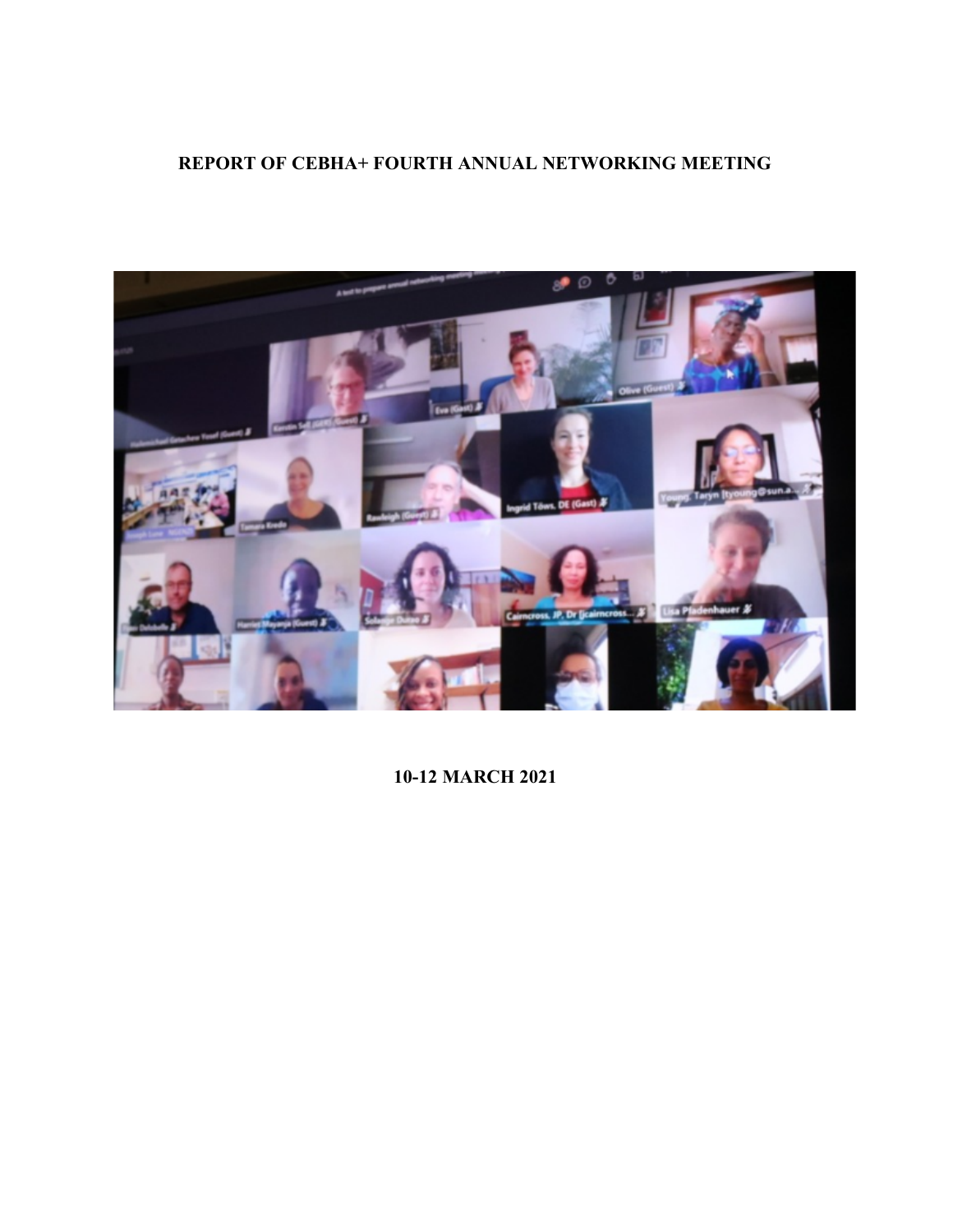# REPORT OF CEBHA+ FOURTH ANNUAL NETWORKING MEETING

**10-12 MARCH 2021**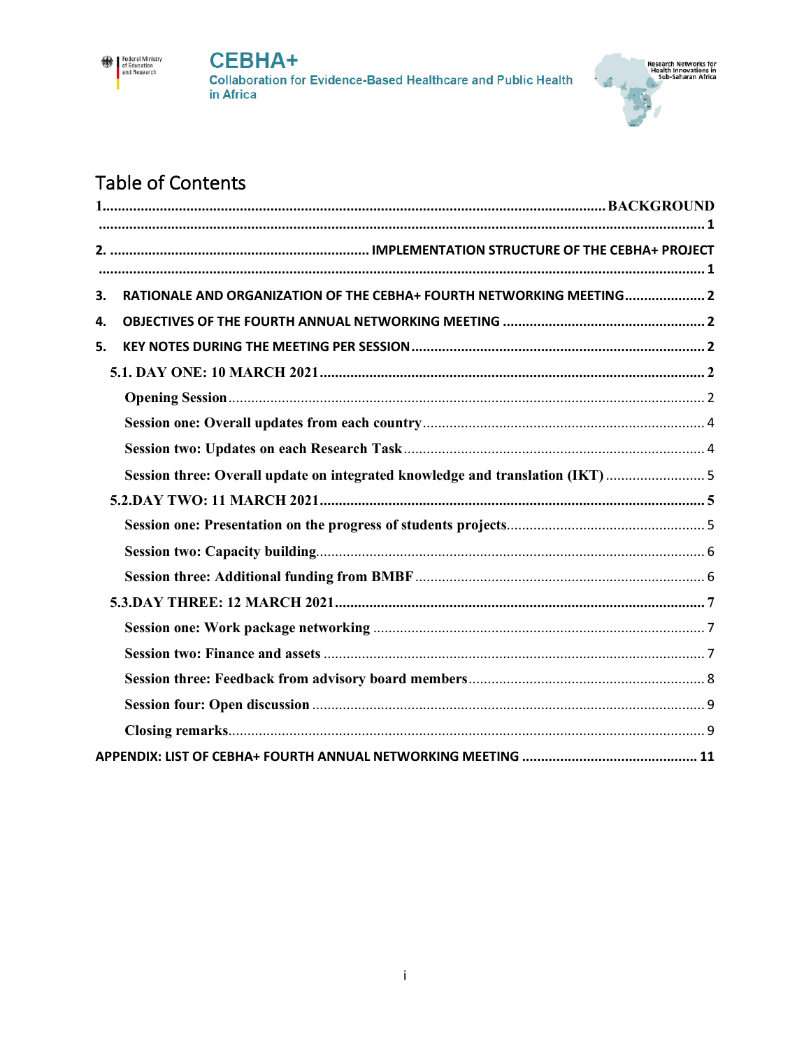# Table of Contents

1. BACKGROUND ..... 1

2. IMPLEMENTATION STRUCTURE OF THE CEBHA+ PROJECT ..... 1

3. RATIONALE AND ORGANIZATION OF THE CEBHA+ FOURTH NETWORKING MEETING ..... 2

4. OBJECTIVES OF THE FOURTH ANNUAL NETWORKING MEETING ..... 2

5. KEY NOTES DURING THE MEETING PER SESSION ..... 2

- 5.1. DAY ONE: 10 MARCH 2021 ..... 2
  - Opening Session ..... 2
  - Session one: Overall updates from each country ..... 4
  - Session two: Updates on each Research Task ..... 4
  - Session three: Overall update on integrated knowledge and translation (IKT) ..... 5
- 5.2. DAY TWO: 11 MARCH 2021 ..... 5
  - Session one: Presentation on the progress of students projects ..... 5
  - Session two: Capacity building ..... 6
  - Session three: Additional funding from BMBF ..... 6
- 5.3. DAY THREE: 12 MARCH 2021 ..... 7
  - Session one: Work package networking ..... 7
  - Session two: Finance and assets ..... 7
  - Session three: Feedback from advisory board members ..... 8
  - Session four: Open discussion ..... 9
  - Closing remarks ..... 9

APPENDIX: LIST OF CEBHA+ FOURTH ANNUAL NETWORKING MEETING ..... 11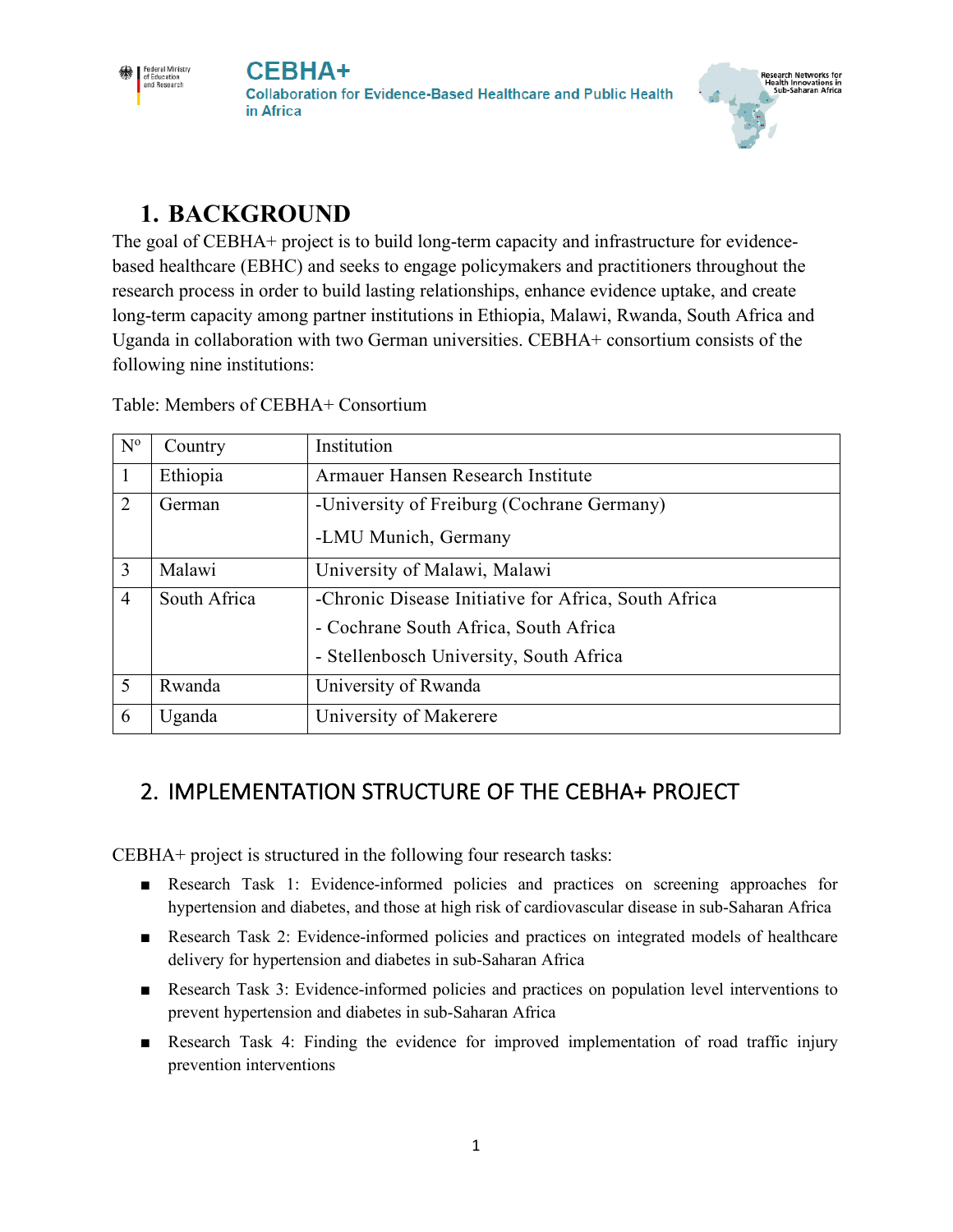# 1. BACKGROUND

The goal of CEBHA+ project is to build long-term capacity and infrastructure for evidence-based healthcare (EBHC) and seeks to engage policymakers and practitioners throughout the research process in order to build lasting relationships, enhance evidence uptake, and create long-term capacity among partner institutions in Ethiopia, Malawi, Rwanda, South Africa and Uganda in collaboration with two German universities. CEBHA+ consortium consists of the following nine institutions:

Table: Members of CEBHA+ Consortium

| Nº | Country | Institution |
|---|---|---|
| 1 | Ethiopia | Armauer Hansen Research Institute |
| 2 | German | -University of Freiburg (Cochrane Germany)<br>-LMU Munich, Germany |
| 3 | Malawi | University of Malawi, Malawi |
| 4 | South Africa | -Chronic Disease Initiative for Africa, South Africa<br>- Cochrane South Africa, South Africa<br>- Stellenbosch University, South Africa |
| 5 | Rwanda | University of Rwanda |
| 6 | Uganda | University of Makerere |

# 2. IMPLEMENTATION STRUCTURE OF THE CEBHA+ PROJECT

CEBHA+ project is structured in the following four research tasks:

- Research Task 1: Evidence-informed policies and practices on screening approaches for hypertension and diabetes, and those at high risk of cardiovascular disease in sub-Saharan Africa
- Research Task 2: Evidence-informed policies and practices on integrated models of healthcare delivery for hypertension and diabetes in sub-Saharan Africa
- Research Task 3: Evidence-informed policies and practices on population level interventions to prevent hypertension and diabetes in sub-Saharan Africa
- Research Task 4: Finding the evidence for improved implementation of road traffic injury prevention interventions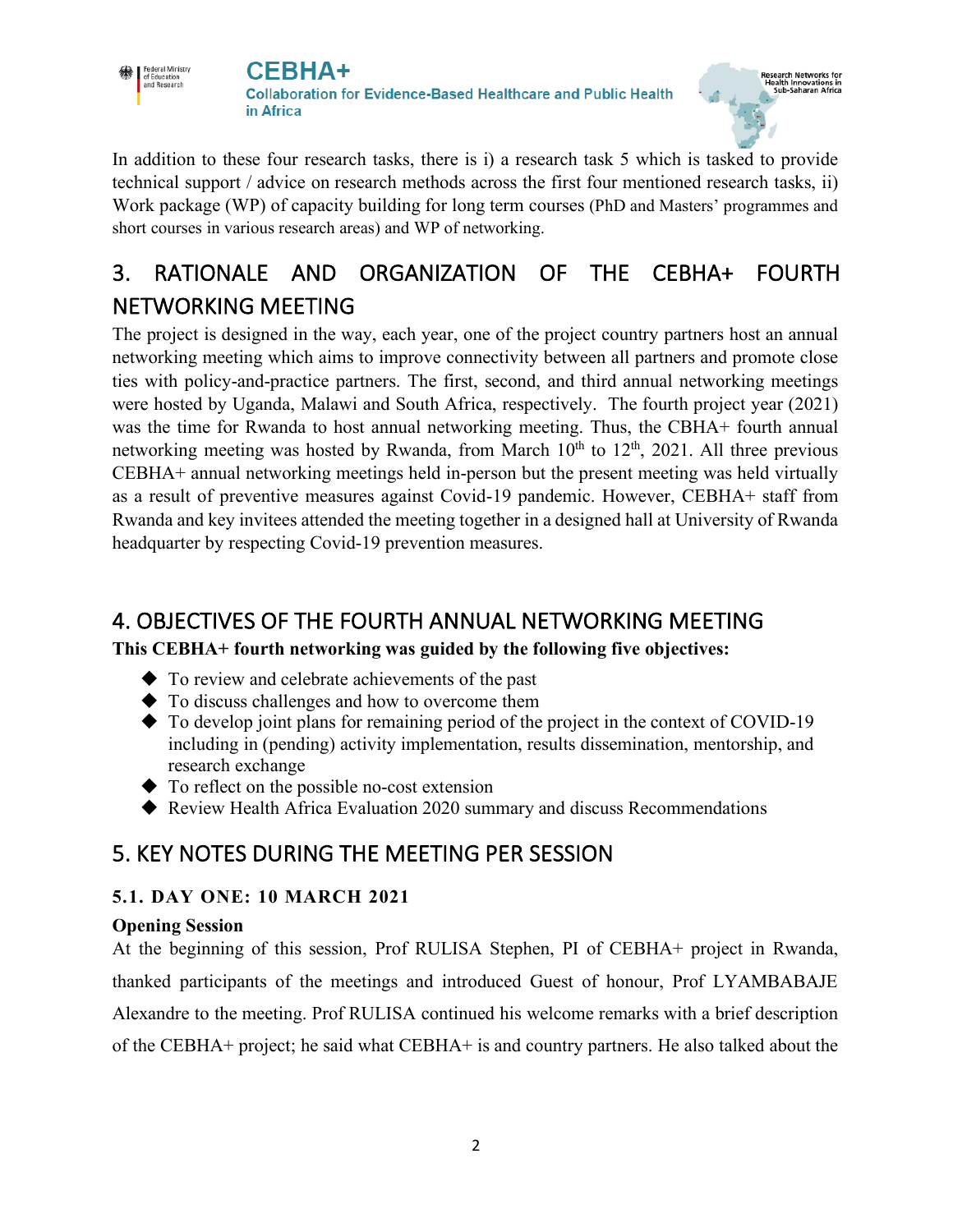In addition to these four research tasks, there is i) a research task 5 which is tasked to provide technical support / advice on research methods across the first four mentioned research tasks, ii) Work package (WP) of capacity building for long term courses (PhD and Masters' programmes and short courses in various research areas) and WP of networking.

## 3. RATIONALE AND ORGANIZATION OF THE CEBHA+ FOURTH NETWORKING MEETING

The project is designed in the way, each year, one of the project country partners host an annual networking meeting which aims to improve connectivity between all partners and promote close ties with policy-and-practice partners. The first, second, and third annual networking meetings were hosted by Uganda, Malawi and South Africa, respectively. The fourth project year (2021) was the time for Rwanda to host annual networking meeting. Thus, the CBHA+ fourth annual networking meeting was hosted by Rwanda, from March 10th to 12th, 2021. All three previous CEBHA+ annual networking meetings held in-person but the present meeting was held virtually as a result of preventive measures against Covid-19 pandemic. However, CEBHA+ staff from Rwanda and key invitees attended the meeting together in a designed hall at University of Rwanda headquarter by respecting Covid-19 prevention measures.

## 4. OBJECTIVES OF THE FOURTH ANNUAL NETWORKING MEETING

**This CEBHA+ fourth networking was guided by the following five objectives:**

- To review and celebrate achievements of the past
- To discuss challenges and how to overcome them
- To develop joint plans for remaining period of the project in the context of COVID-19 including in (pending) activity implementation, results dissemination, mentorship, and research exchange
- To reflect on the possible no-cost extension
- Review Health Africa Evaluation 2020 summary and discuss Recommendations

## 5. KEY NOTES DURING THE MEETING PER SESSION

### 5.1. DAY ONE: 10 MARCH 2021

**Opening Session**

At the beginning of this session, Prof RULISA Stephen, PI of CEBHA+ project in Rwanda, thanked participants of the meetings and introduced Guest of honour, Prof LYAMBABAJE Alexandre to the meeting. Prof RULISA continued his welcome remarks with a brief description of the CEBHA+ project; he said what CEBHA+ is and country partners. He also talked about the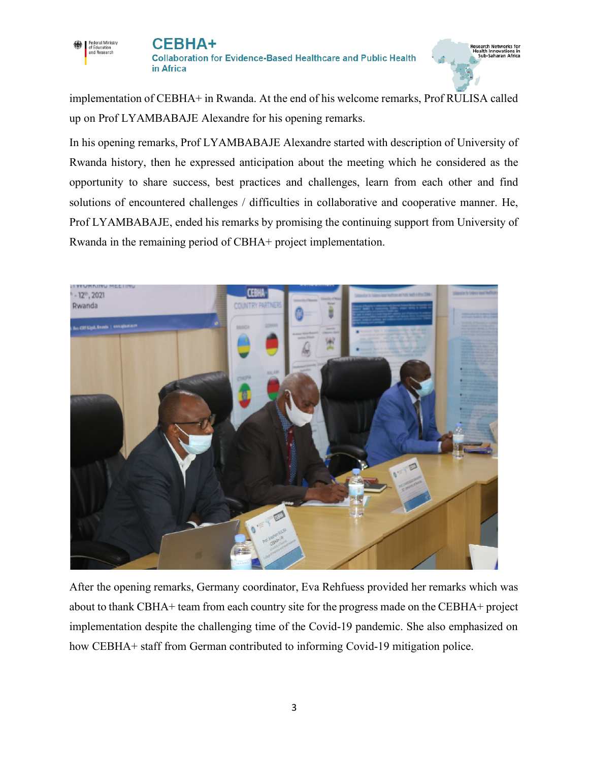implementation of CEBHA+ in Rwanda. At the end of his welcome remarks, Prof RULISA called up on Prof LYAMBABAJE Alexandre for his opening remarks.

In his opening remarks, Prof LYAMBABAJE Alexandre started with description of University of Rwanda history, then he expressed anticipation about the meeting which he considered as the opportunity to share success, best practices and challenges, learn from each other and find solutions of encountered challenges / difficulties in collaborative and cooperative manner. He, Prof LYAMBABAJE, ended his remarks by promising the continuing support from University of Rwanda in the remaining period of CBHA+ project implementation.

After the opening remarks, Germany coordinator, Eva Rehfuess provided her remarks which was about to thank CBHA+ team from each country site for the progress made on the CEBHA+ project implementation despite the challenging time of the Covid-19 pandemic. She also emphasized on how CEBHA+ staff from German contributed to informing Covid-19 mitigation police.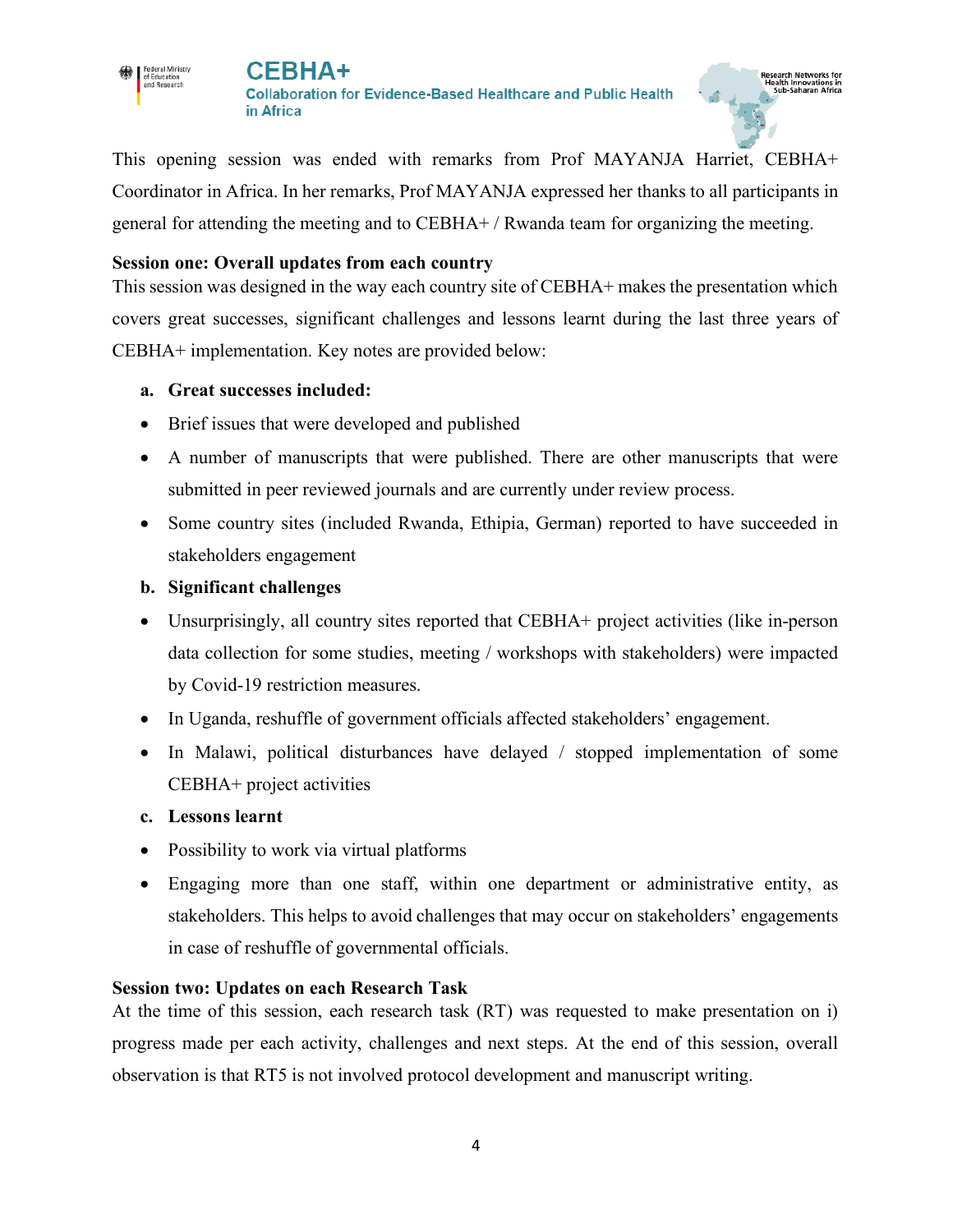This opening session was ended with remarks from Prof MAYANJA Harriet, CEBHA+ Coordinator in Africa. In her remarks, Prof MAYANJA expressed her thanks to all participants in general for attending the meeting and to CEBHA+ / Rwanda team for organizing the meeting.

**Session one: Overall updates from each country**

This session was designed in the way each country site of CEBHA+ makes the presentation which covers great successes, significant challenges and lessons learnt during the last three years of CEBHA+ implementation. Key notes are provided below:

**a. Great successes included:**

- Brief issues that were developed and published
- A number of manuscripts that were published. There are other manuscripts that were submitted in peer reviewed journals and are currently under review process.
- Some country sites (included Rwanda, Ethipia, German) reported to have succeeded in stakeholders engagement

**b. Significant challenges**

- Unsurprisingly, all country sites reported that CEBHA+ project activities (like in-person data collection for some studies, meeting / workshops with stakeholders) were impacted by Covid-19 restriction measures.
- In Uganda, reshuffle of government officials affected stakeholders' engagement.
- In Malawi, political disturbances have delayed / stopped implementation of some CEBHA+ project activities

**c. Lessons learnt**

- Possibility to work via virtual platforms
- Engaging more than one staff, within one department or administrative entity, as stakeholders. This helps to avoid challenges that may occur on stakeholders' engagements in case of reshuffle of governmental officials.

**Session two: Updates on each Research Task**

At the time of this session, each research task (RT) was requested to make presentation on i) progress made per each activity, challenges and next steps. At the end of this session, overall observation is that RT5 is not involved protocol development and manuscript writing.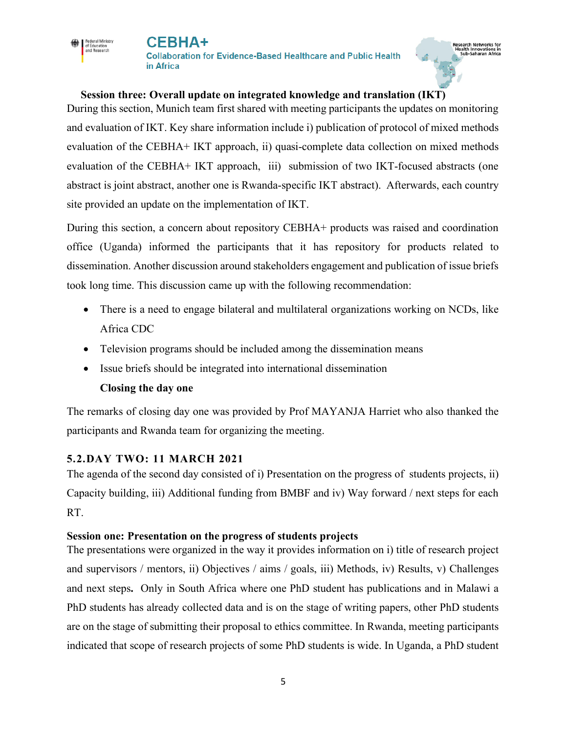**Session three: Overall update on integrated knowledge and translation (IKT)**

During this section, Munich team first shared with meeting participants the updates on monitoring and evaluation of IKT. Key share information include i) publication of protocol of mixed methods evaluation of the CEBHA+ IKT approach, ii) quasi-complete data collection on mixed methods evaluation of the CEBHA+ IKT approach, iii) submission of two IKT-focused abstracts (one abstract is joint abstract, another one is Rwanda-specific IKT abstract). Afterwards, each country site provided an update on the implementation of IKT.

During this section, a concern about repository CEBHA+ products was raised and coordination office (Uganda) informed the participants that it has repository for products related to dissemination. Another discussion around stakeholders engagement and publication of issue briefs took long time. This discussion came up with the following recommendation:

- There is a need to engage bilateral and multilateral organizations working on NCDs, like Africa CDC
- Television programs should be included among the dissemination means
- Issue briefs should be integrated into international dissemination

**Closing the day one**

The remarks of closing day one was provided by Prof MAYANJA Harriet who also thanked the participants and Rwanda team for organizing the meeting.

### 5.2. DAY TWO: 11 MARCH 2021

The agenda of the second day consisted of i) Presentation on the progress of students projects, ii) Capacity building, iii) Additional funding from BMBF and iv) Way forward / next steps for each RT.

**Session one: Presentation on the progress of students projects**

The presentations were organized in the way it provides information on i) title of research project and supervisors / mentors, ii) Objectives / aims / goals, iii) Methods, iv) Results, v) Challenges and next steps**.** Only in South Africa where one PhD student has publications and in Malawi a PhD students has already collected data and is on the stage of writing papers, other PhD students are on the stage of submitting their proposal to ethics committee. In Rwanda, meeting participants indicated that scope of research projects of some PhD students is wide. In Uganda, a PhD student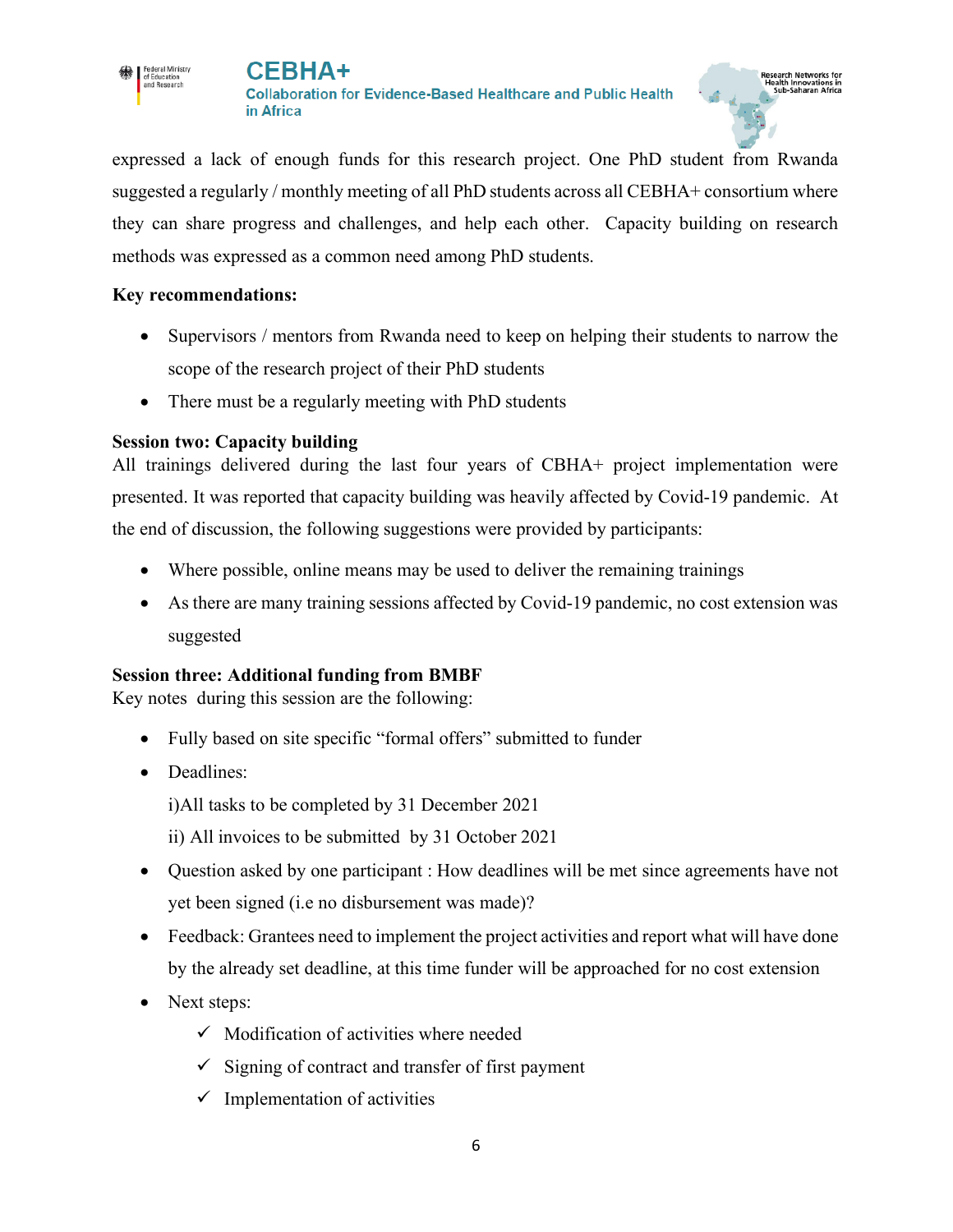expressed a lack of enough funds for this research project. One PhD student from Rwanda suggested a regularly / monthly meeting of all PhD students across all CEBHA+ consortium where they can share progress and challenges, and help each other. Capacity building on research methods was expressed as a common need among PhD students.

**Key recommendations:**

- Supervisors / mentors from Rwanda need to keep on helping their students to narrow the scope of the research project of their PhD students
- There must be a regularly meeting with PhD students

**Session two: Capacity building**

All trainings delivered during the last four years of CBHA+ project implementation were presented. It was reported that capacity building was heavily affected by Covid-19 pandemic. At the end of discussion, the following suggestions were provided by participants:

- Where possible, online means may be used to deliver the remaining trainings
- As there are many training sessions affected by Covid-19 pandemic, no cost extension was suggested

**Session three: Additional funding from BMBF**

Key notes during this session are the following:

- Fully based on site specific "formal offers" submitted to funder
- Deadlines:

  i)All tasks to be completed by 31 December 2021

  ii) All invoices to be submitted by 31 October 2021
- Question asked by one participant : How deadlines will be met since agreements have not yet been signed (i.e no disbursement was made)?
- Feedback: Grantees need to implement the project activities and report what will have done by the already set deadline, at this time funder will be approached for no cost extension
- Next steps:
  - ✓ Modification of activities where needed
  - ✓ Signing of contract and transfer of first payment
  - ✓ Implementation of activities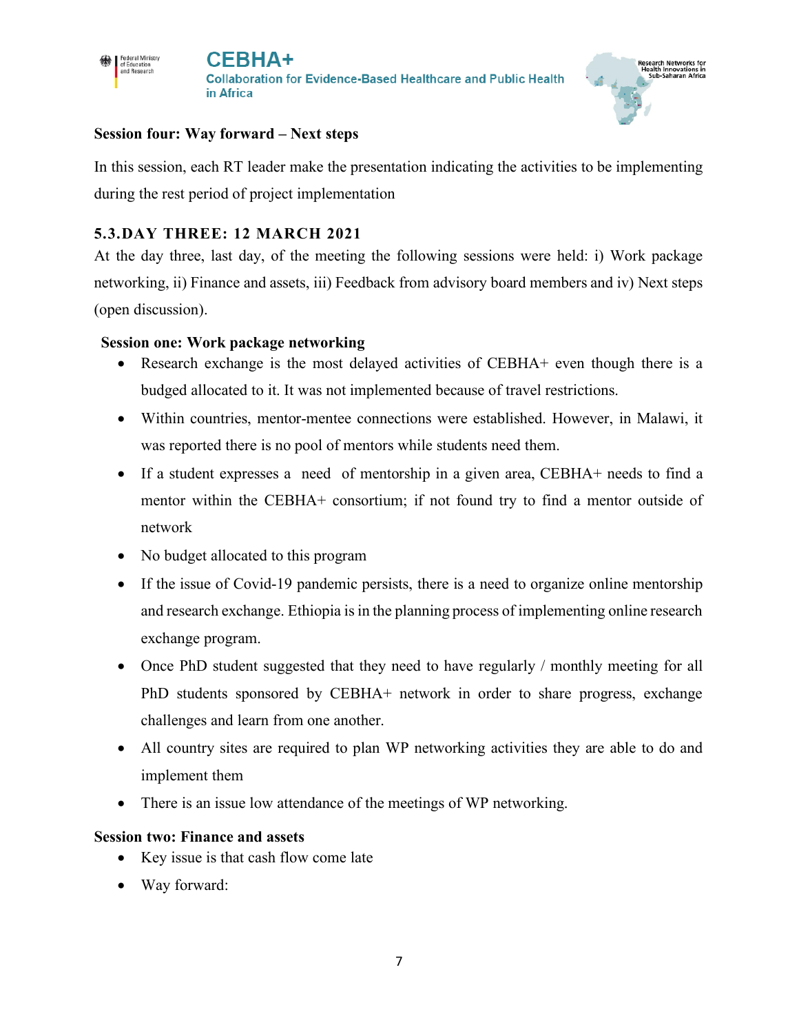**Session four: Way forward – Next steps**

In this session, each RT leader make the presentation indicating the activities to be implementing during the rest period of project implementation

## 5.3. DAY THREE: 12 MARCH 2021

At the day three, last day, of the meeting the following sessions were held: i) Work package networking, ii) Finance and assets, iii) Feedback from advisory board members and iv) Next steps (open discussion).

**Session one: Work package networking**

- Research exchange is the most delayed activities of CEBHA+ even though there is a budged allocated to it. It was not implemented because of travel restrictions.
- Within countries, mentor-mentee connections were established. However, in Malawi, it was reported there is no pool of mentors while students need them.
- If a student expresses a need of mentorship in a given area, CEBHA+ needs to find a mentor within the CEBHA+ consortium; if not found try to find a mentor outside of network
- No budget allocated to this program
- If the issue of Covid-19 pandemic persists, there is a need to organize online mentorship and research exchange. Ethiopia is in the planning process of implementing online research exchange program.
- Once PhD student suggested that they need to have regularly / monthly meeting for all PhD students sponsored by CEBHA+ network in order to share progress, exchange challenges and learn from one another.
- All country sites are required to plan WP networking activities they are able to do and implement them
- There is an issue low attendance of the meetings of WP networking.

**Session two: Finance and assets**

- Key issue is that cash flow come late
- Way forward: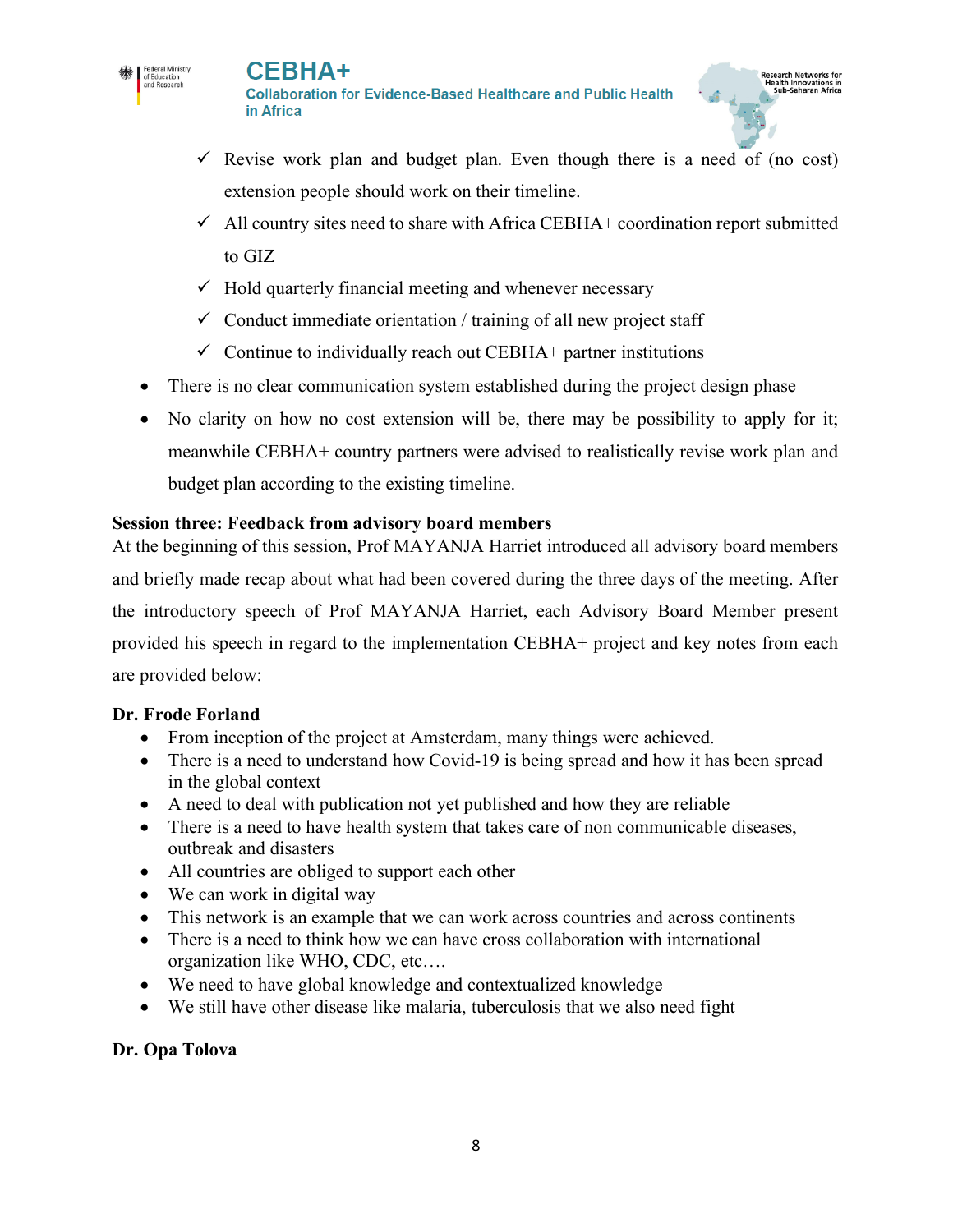- ✓ Revise work plan and budget plan. Even though there is a need of (no cost) extension people should work on their timeline.
  - ✓ All country sites need to share with Africa CEBHA+ coordination report submitted to GIZ
  - ✓ Hold quarterly financial meeting and whenever necessary
  - ✓ Conduct immediate orientation / training of all new project staff
  - ✓ Continue to individually reach out CEBHA+ partner institutions
- There is no clear communication system established during the project design phase
- No clarity on how no cost extension will be, there may be possibility to apply for it; meanwhile CEBHA+ country partners were advised to realistically revise work plan and budget plan according to the existing timeline.

**Session three: Feedback from advisory board members**

At the beginning of this session, Prof MAYANJA Harriet introduced all advisory board members and briefly made recap about what had been covered during the three days of the meeting. After the introductory speech of Prof MAYANJA Harriet, each Advisory Board Member present provided his speech in regard to the implementation CEBHA+ project and key notes from each are provided below:

**Dr. Frode Forland**

- From inception of the project at Amsterdam, many things were achieved.
- There is a need to understand how Covid-19 is being spread and how it has been spread in the global context
- A need to deal with publication not yet published and how they are reliable
- There is a need to have health system that takes care of non communicable diseases, outbreak and disasters
- All countries are obliged to support each other
- We can work in digital way
- This network is an example that we can work across countries and across continents
- There is a need to think how we can have cross collaboration with international organization like WHO, CDC, etc….
- We need to have global knowledge and contextualized knowledge
- We still have other disease like malaria, tuberculosis that we also need fight

**Dr. Opa Tolova**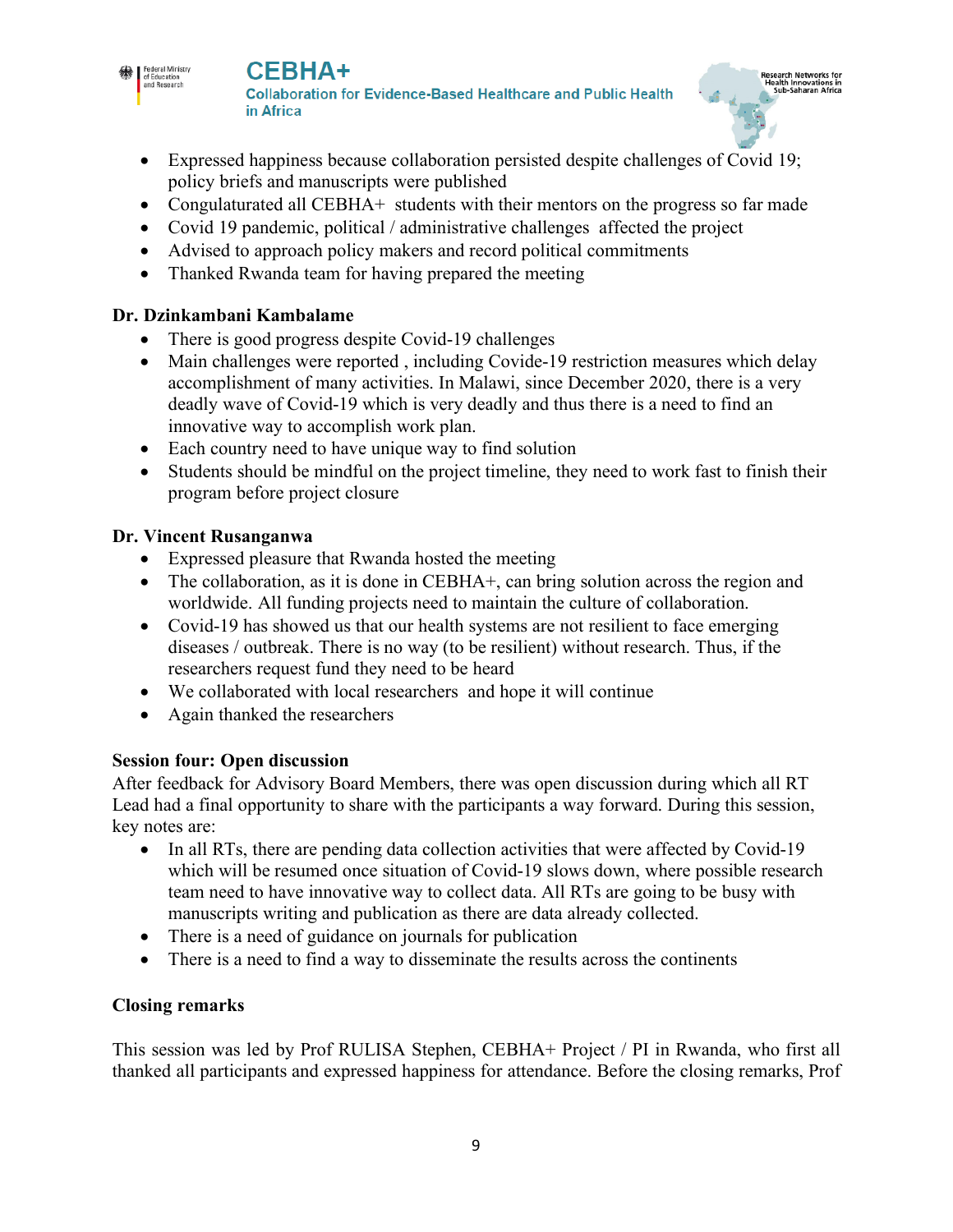- Expressed happiness because collaboration persisted despite challenges of Covid 19; policy briefs and manuscripts were published
- Congulaturated all CEBHA+ students with their mentors on the progress so far made
- Covid 19 pandemic, political / administrative challenges affected the project
- Advised to approach policy makers and record political commitments
- Thanked Rwanda team for having prepared the meeting

**Dr. Dzinkambani Kambalame**

- There is good progress despite Covid-19 challenges
- Main challenges were reported , including Covide-19 restriction measures which delay accomplishment of many activities. In Malawi, since December 2020, there is a very deadly wave of Covid-19 which is very deadly and thus there is a need to find an innovative way to accomplish work plan.
- Each country need to have unique way to find solution
- Students should be mindful on the project timeline, they need to work fast to finish their program before project closure

**Dr. Vincent Rusanganwa**

- Expressed pleasure that Rwanda hosted the meeting
- The collaboration, as it is done in CEBHA+, can bring solution across the region and worldwide. All funding projects need to maintain the culture of collaboration.
- Covid-19 has showed us that our health systems are not resilient to face emerging diseases / outbreak. There is no way (to be resilient) without research. Thus, if the researchers request fund they need to be heard
- We collaborated with local researchers and hope it will continue
- Again thanked the researchers

**Session four: Open discussion**

After feedback for Advisory Board Members, there was open discussion during which all RT Lead had a final opportunity to share with the participants a way forward. During this session, key notes are:

- In all RTs, there are pending data collection activities that were affected by Covid-19 which will be resumed once situation of Covid-19 slows down, where possible research team need to have innovative way to collect data. All RTs are going to be busy with manuscripts writing and publication as there are data already collected.
- There is a need of guidance on journals for publication
- There is a need to find a way to disseminate the results across the continents

**Closing remarks**

This session was led by Prof RULISA Stephen, CEBHA+ Project / PI in Rwanda, who first all thanked all participants and expressed happiness for attendance. Before the closing remarks, Prof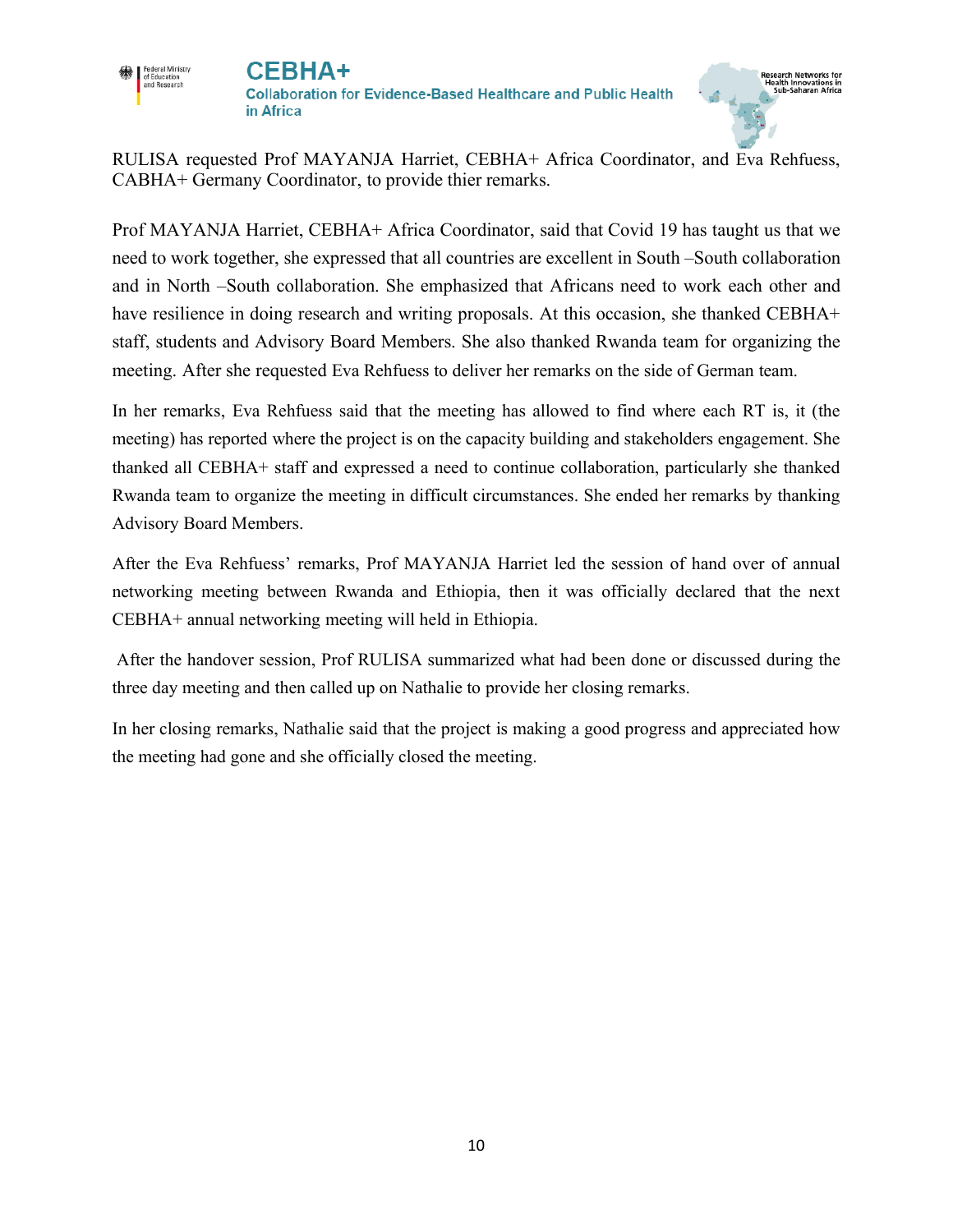RULISA requested Prof MAYANJA Harriet, CEBHA+ Africa Coordinator, and Eva Rehfuess, CABHA+ Germany Coordinator, to provide thier remarks.

Prof MAYANJA Harriet, CEBHA+ Africa Coordinator, said that Covid 19 has taught us that we need to work together, she expressed that all countries are excellent in South –South collaboration and in North –South collaboration. She emphasized that Africans need to work each other and have resilience in doing research and writing proposals. At this occasion, she thanked CEBHA+ staff, students and Advisory Board Members. She also thanked Rwanda team for organizing the meeting. After she requested Eva Rehfuess to deliver her remarks on the side of German team.

In her remarks, Eva Rehfuess said that the meeting has allowed to find where each RT is, it (the meeting) has reported where the project is on the capacity building and stakeholders engagement. She thanked all CEBHA+ staff and expressed a need to continue collaboration, particularly she thanked Rwanda team to organize the meeting in difficult circumstances. She ended her remarks by thanking Advisory Board Members.

After the Eva Rehfuess' remarks, Prof MAYANJA Harriet led the session of hand over of annual networking meeting between Rwanda and Ethiopia, then it was officially declared that the next CEBHA+ annual networking meeting will held in Ethiopia.

After the handover session, Prof RULISA summarized what had been done or discussed during the three day meeting and then called up on Nathalie to provide her closing remarks.

In her closing remarks, Nathalie said that the project is making a good progress and appreciated how the meeting had gone and she officially closed the meeting.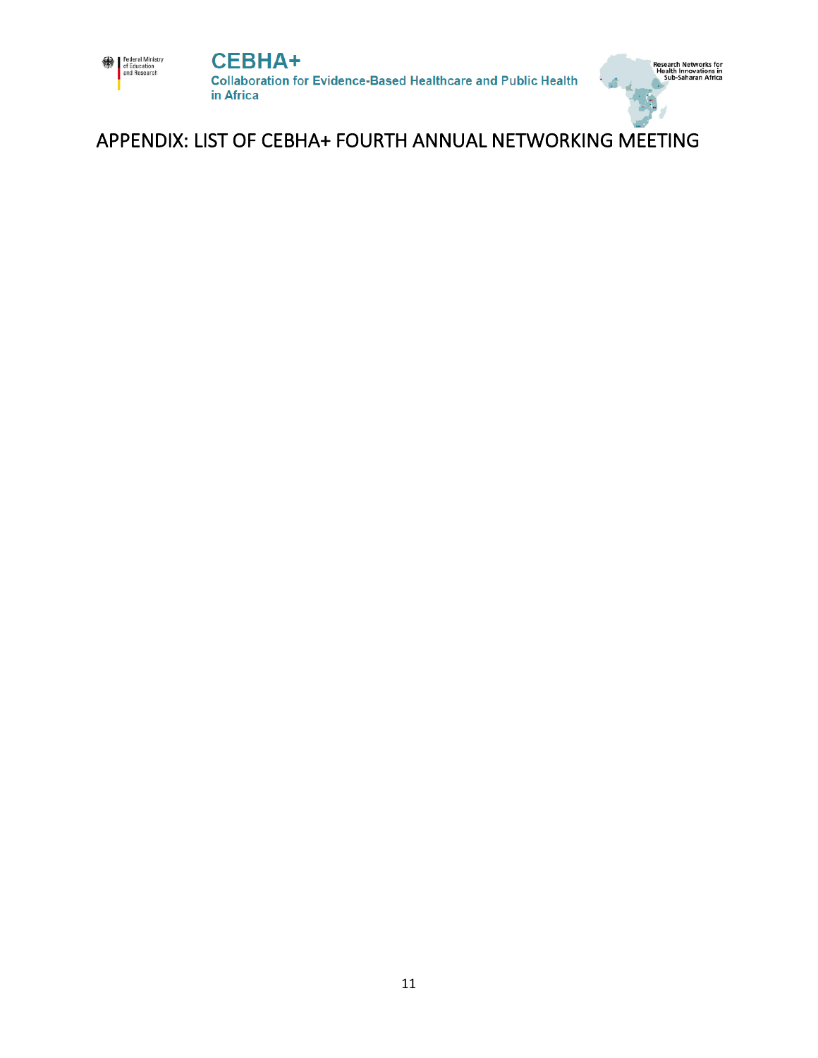# APPENDIX: LIST OF CEBHA+ FOURTH ANNUAL NETWORKING MEETING